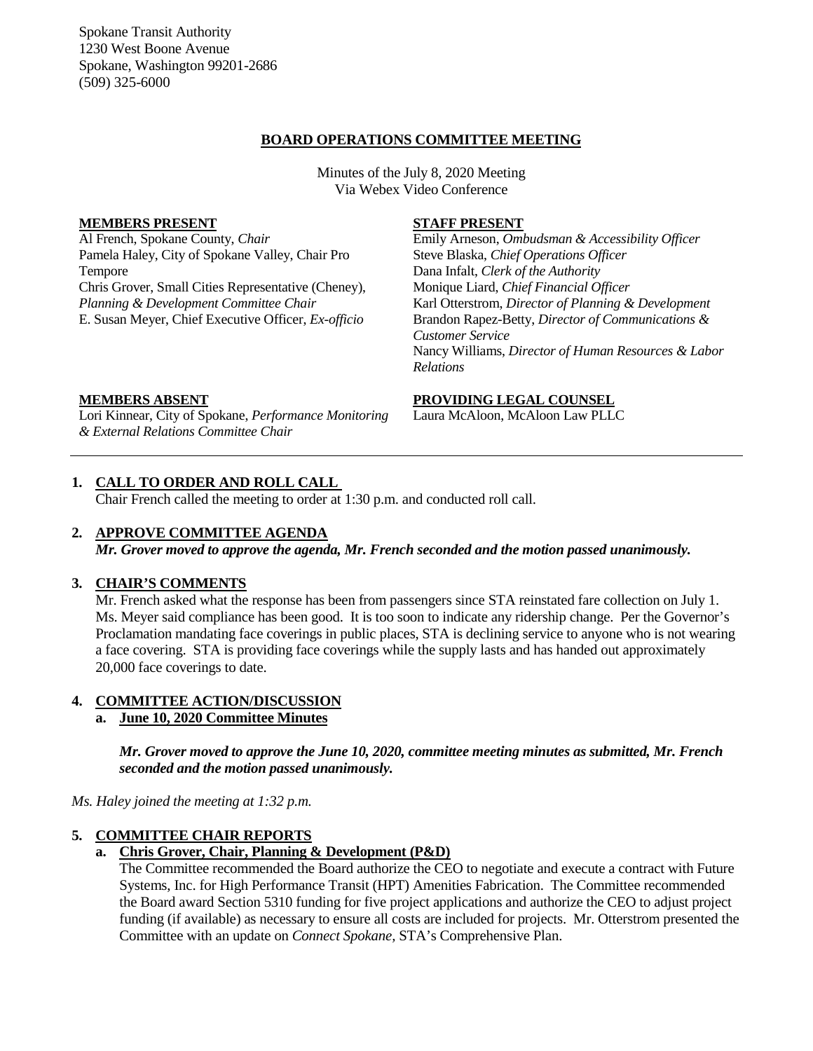Spokane Transit Authority
1230 West Boone Avenue
Spokane, Washington 99201-2686
(509) 325-6000

## BOARD OPERATIONS COMMITTEE MEETING

Minutes of the July 8, 2020 Meeting
Via Webex Video Conference

**MEMBERS PRESENT**

Al French, Spokane County, *Chair*
Pamela Haley, City of Spokane Valley, Chair Pro Tempore
Chris Grover, Small Cities Representative (Cheney), *Planning & Development Committee Chair*
E. Susan Meyer, Chief Executive Officer, *Ex-officio*

**STAFF PRESENT**

Emily Arneson, *Ombudsman & Accessibility Officer*
Steve Blaska, *Chief Operations Officer*
Dana Infalt, *Clerk of the Authority*
Monique Liard, *Chief Financial Officer*
Karl Otterstrom, *Director of Planning & Development*
Brandon Rapez-Betty, *Director of Communications & Customer Service*
Nancy Williams, *Director of Human Resources & Labor Relations*

**MEMBERS ABSENT**

Lori Kinnear, City of Spokane, *Performance Monitoring & External Relations Committee Chair*

**PROVIDING LEGAL COUNSEL**

Laura McAloon, McAloon Law PLLC

---

1. **CALL TO ORDER AND ROLL CALL**

   Chair French called the meeting to order at 1:30 p.m. and conducted roll call.

2. **APPROVE COMMITTEE AGENDA**

   ***Mr. Grover moved to approve the agenda, Mr. French seconded and the motion passed unanimously.***

3. **CHAIR'S COMMENTS**

   Mr. French asked what the response has been from passengers since STA reinstated fare collection on July 1. Ms. Meyer said compliance has been good. It is too soon to indicate any ridership change. Per the Governor's Proclamation mandating face coverings in public places, STA is declining service to anyone who is not wearing a face covering. STA is providing face coverings while the supply lasts and has handed out approximately 20,000 face coverings to date.

4. **COMMITTEE ACTION/DISCUSSION**

   a. **June 10, 2020 Committee Minutes**

      ***Mr. Grover moved to approve the June 10, 2020, committee meeting minutes as submitted, Mr. French seconded and the motion passed unanimously.***

*Ms. Haley joined the meeting at 1:32 p.m.*

5. **COMMITTEE CHAIR REPORTS**

   a. **Chris Grover, Chair, Planning & Development (P&D)**

      The Committee recommended the Board authorize the CEO to negotiate and execute a contract with Future Systems, Inc. for High Performance Transit (HPT) Amenities Fabrication. The Committee recommended the Board award Section 5310 funding for five project applications and authorize the CEO to adjust project funding (if available) as necessary to ensure all costs are included for projects. Mr. Otterstrom presented the Committee with an update on *Connect Spokane*, STA's Comprehensive Plan.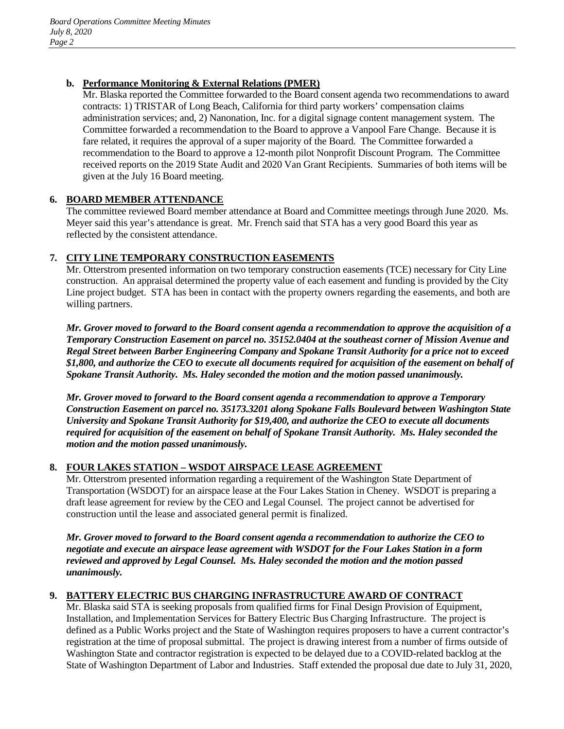**b. Performance Monitoring & External Relations (PMER)**

Mr. Blaska reported the Committee forwarded to the Board consent agenda two recommendations to award contracts: 1) TRISTAR of Long Beach, California for third party workers' compensation claims administration services; and, 2) Nanonation, Inc. for a digital signage content management system. The Committee forwarded a recommendation to the Board to approve a Vanpool Fare Change. Because it is fare related, it requires the approval of a super majority of the Board. The Committee forwarded a recommendation to the Board to approve a 12-month pilot Nonprofit Discount Program. The Committee received reports on the 2019 State Audit and 2020 Van Grant Recipients. Summaries of both items will be given at the July 16 Board meeting.

## 6. BOARD MEMBER ATTENDANCE

The committee reviewed Board member attendance at Board and Committee meetings through June 2020. Ms. Meyer said this year's attendance is great. Mr. French said that STA has a very good Board this year as reflected by the consistent attendance.

## 7. CITY LINE TEMPORARY CONSTRUCTION EASEMENTS

Mr. Otterstrom presented information on two temporary construction easements (TCE) necessary for City Line construction. An appraisal determined the property value of each easement and funding is provided by the City Line project budget. STA has been in contact with the property owners regarding the easements, and both are willing partners.

***Mr. Grover moved to forward to the Board consent agenda a recommendation to approve the acquisition of a Temporary Construction Easement on parcel no. 35152.0404 at the southeast corner of Mission Avenue and Regal Street between Barber Engineering Company and Spokane Transit Authority for a price not to exceed $1,800, and authorize the CEO to execute all documents required for acquisition of the easement on behalf of Spokane Transit Authority. Ms. Haley seconded the motion and the motion passed unanimously.***

***Mr. Grover moved to forward to the Board consent agenda a recommendation to approve a Temporary Construction Easement on parcel no. 35173.3201 along Spokane Falls Boulevard between Washington State University and Spokane Transit Authority for $19,400, and authorize the CEO to execute all documents required for acquisition of the easement on behalf of Spokane Transit Authority. Ms. Haley seconded the motion and the motion passed unanimously.***

## 8. FOUR LAKES STATION – WSDOT AIRSPACE LEASE AGREEMENT

Mr. Otterstrom presented information regarding a requirement of the Washington State Department of Transportation (WSDOT) for an airspace lease at the Four Lakes Station in Cheney. WSDOT is preparing a draft lease agreement for review by the CEO and Legal Counsel. The project cannot be advertised for construction until the lease and associated general permit is finalized.

***Mr. Grover moved to forward to the Board consent agenda a recommendation to authorize the CEO to negotiate and execute an airspace lease agreement with WSDOT for the Four Lakes Station in a form reviewed and approved by Legal Counsel. Ms. Haley seconded the motion and the motion passed unanimously.***

## 9. BATTERY ELECTRIC BUS CHARGING INFRASTRUCTURE AWARD OF CONTRACT

Mr. Blaska said STA is seeking proposals from qualified firms for Final Design Provision of Equipment, Installation, and Implementation Services for Battery Electric Bus Charging Infrastructure. The project is defined as a Public Works project and the State of Washington requires proposers to have a current contractor's registration at the time of proposal submittal. The project is drawing interest from a number of firms outside of Washington State and contractor registration is expected to be delayed due to a COVID-related backlog at the State of Washington Department of Labor and Industries. Staff extended the proposal due date to July 31, 2020,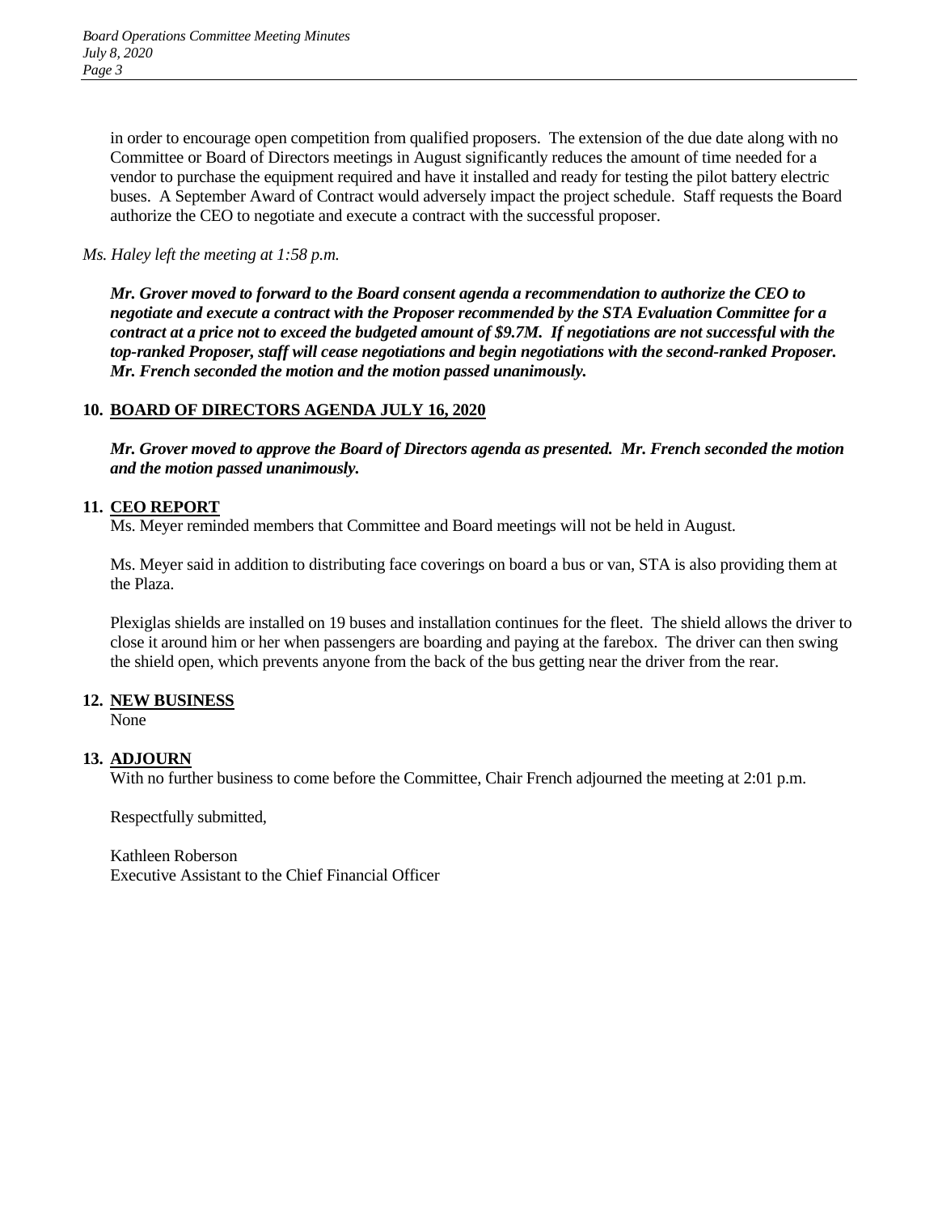in order to encourage open competition from qualified proposers. The extension of the due date along with no Committee or Board of Directors meetings in August significantly reduces the amount of time needed for a vendor to purchase the equipment required and have it installed and ready for testing the pilot battery electric buses. A September Award of Contract would adversely impact the project schedule. Staff requests the Board authorize the CEO to negotiate and execute a contract with the successful proposer.

*Ms. Haley left the meeting at 1:58 p.m.*

***Mr. Grover moved to forward to the Board consent agenda a recommendation to authorize the CEO to negotiate and execute a contract with the Proposer recommended by the STA Evaluation Committee for a contract at a price not to exceed the budgeted amount of $9.7M. If negotiations are not successful with the top-ranked Proposer, staff will cease negotiations and begin negotiations with the second-ranked Proposer. Mr. French seconded the motion and the motion passed unanimously.***

**10. <u>BOARD OF DIRECTORS AGENDA JULY 16, 2020</u>**

***Mr. Grover moved to approve the Board of Directors agenda as presented. Mr. French seconded the motion and the motion passed unanimously.***

**11. <u>CEO REPORT</u>**

Ms. Meyer reminded members that Committee and Board meetings will not be held in August.

Ms. Meyer said in addition to distributing face coverings on board a bus or van, STA is also providing them at the Plaza.

Plexiglas shields are installed on 19 buses and installation continues for the fleet. The shield allows the driver to close it around him or her when passengers are boarding and paying at the farebox. The driver can then swing the shield open, which prevents anyone from the back of the bus getting near the driver from the rear.

**12. <u>NEW BUSINESS</u>**

None

**13. <u>ADJOURN</u>**

With no further business to come before the Committee, Chair French adjourned the meeting at 2:01 p.m.

Respectfully submitted,

Kathleen Roberson
Executive Assistant to the Chief Financial Officer